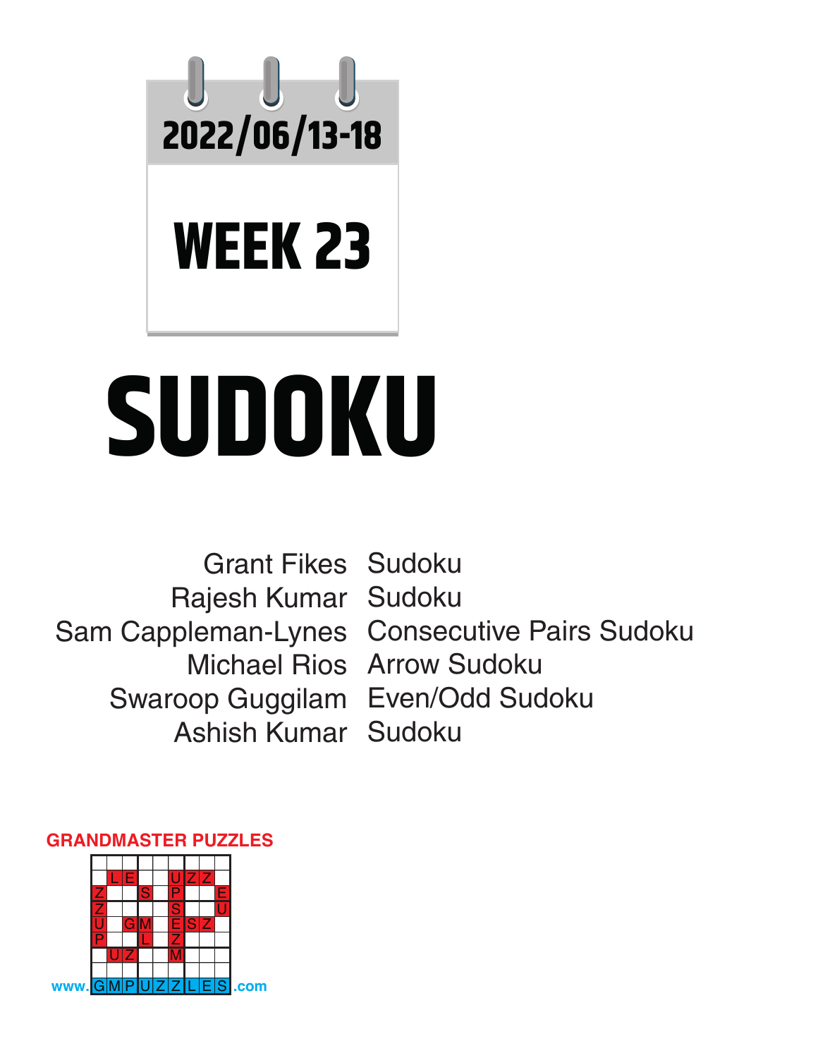2022/06/13-18

# WEEK 23

# SUDOKU

| | |
|---|---|
| Grant Fikes | Sudoku |
| Rajesh Kumar | Sudoku |
| Sam Cappleman-Lynes | Consecutive Pairs Sudoku |
| Michael Rios | Arrow Sudoku |
| Swaroop Guggilam | Even/Odd Sudoku |
| Ashish Kumar | Sudoku |

GRANDMASTER PUZZLES

www.GMPUZZLES.com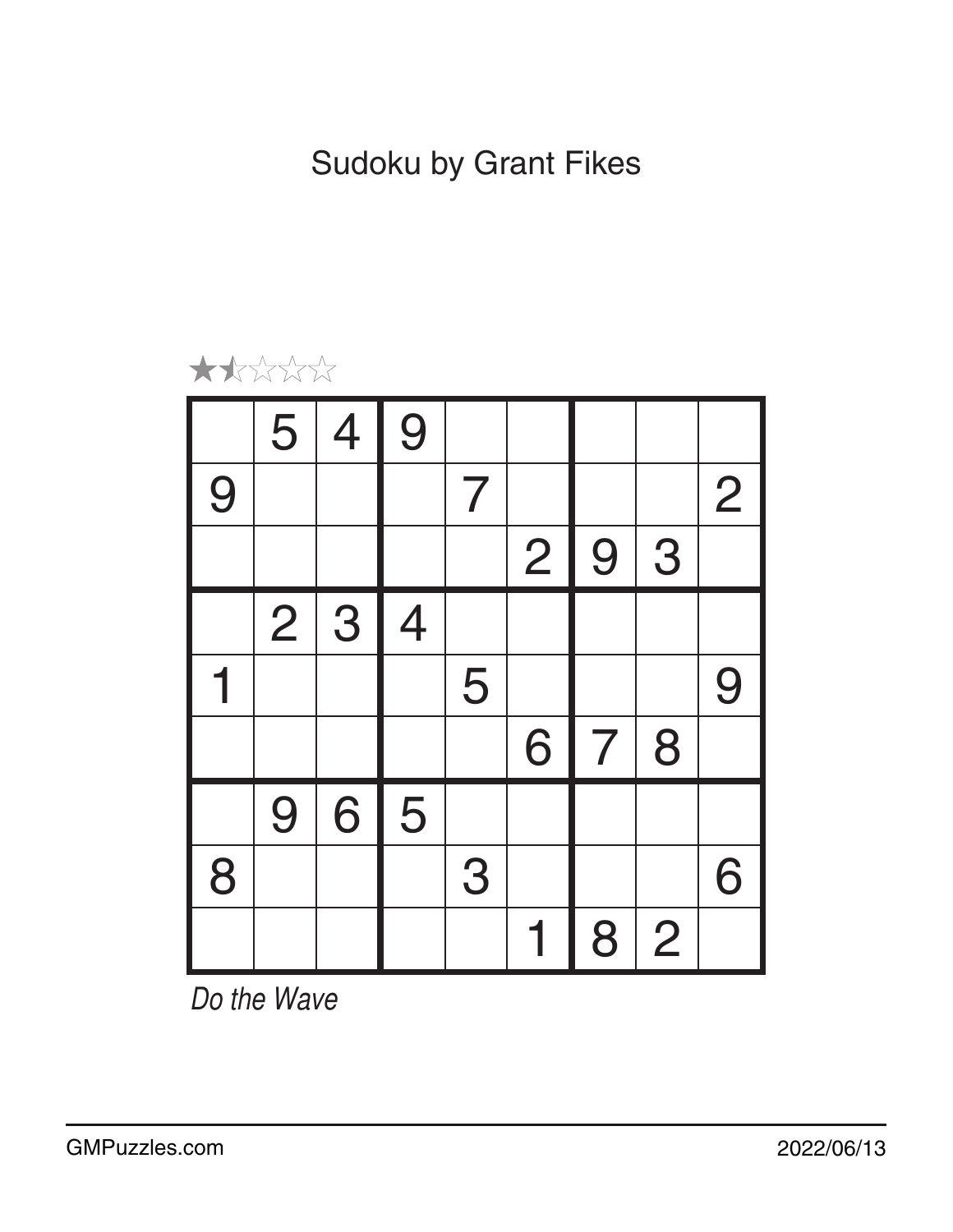# Sudoku by Grant Fikes

★½☆☆☆

| | | | | | | | | |
|---|---|---|---|---|---|---|---|---|
| | 5 | 4 | 9 | | | | | |
| 9 | | | | 7 | | | | 2 |
| | | | | | 2 | 9 | 3 | |
| | 2 | 3 | 4 | | | | | |
| 1 | | | | 5 | | | | 9 |
| | | | | | 6 | 7 | 8 | |
| | 9 | 6 | 5 | | | | | |
| 8 | | | | 3 | | | | 6 |
| | | | | | 1 | 8 | 2 | |

*Do the Wave*

GMPuzzles.com

2022/06/13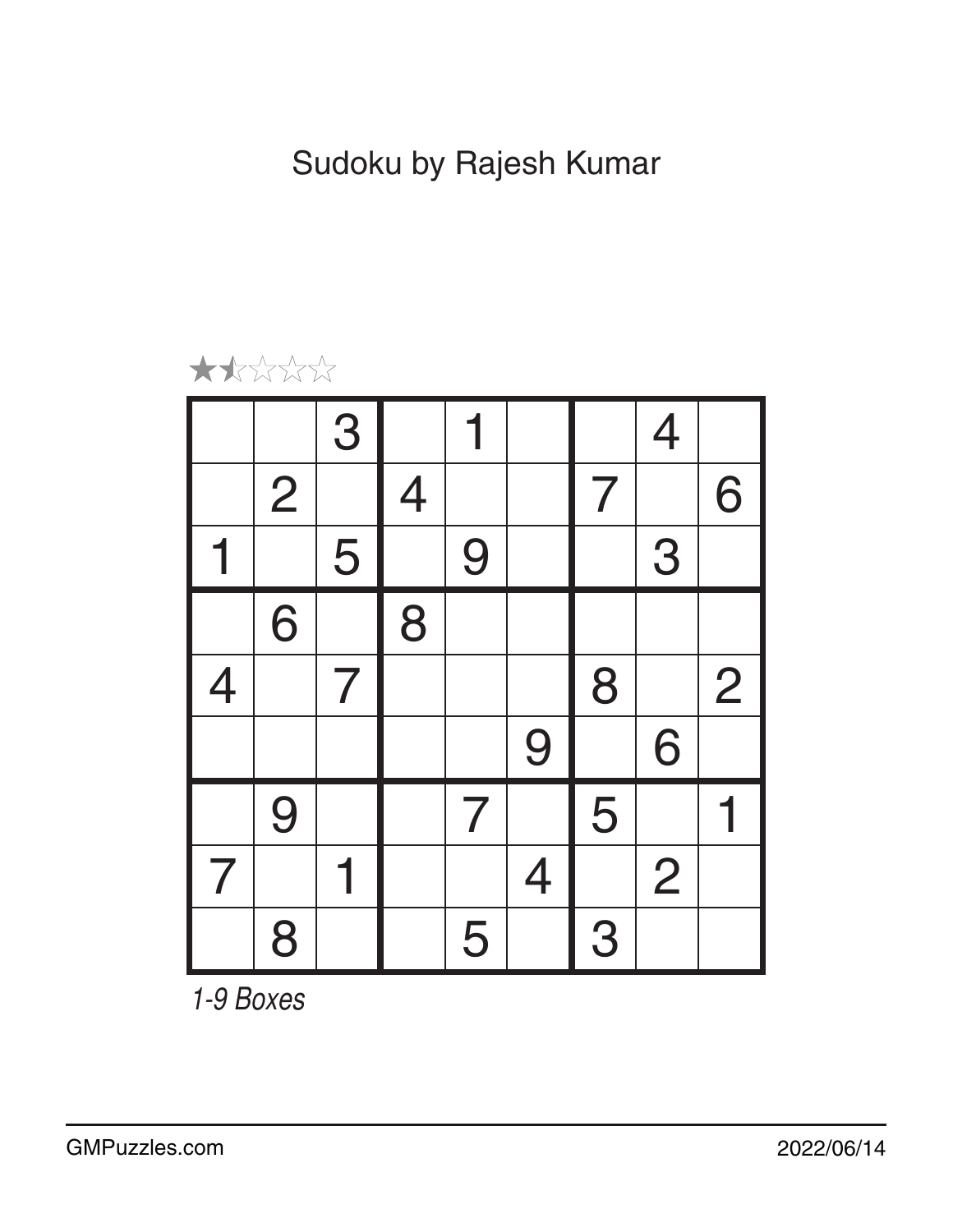# Sudoku by Rajesh Kumar

★½☆☆☆

| | | | | | | | | |
|---|---|---|---|---|---|---|---|---|
| | | 3 | | 1 | | | 4 | |
| | 2 | | 4 | | | 7 | | 6 |
| 1 | | 5 | | 9 | | | 3 | |
| | 6 | | 8 | | | | | |
| 4 | | 7 | | | | 8 | | 2 |
| | | | | | 9 | | 6 | |
| | 9 | | | 7 | | 5 | | 1 |
| 7 | | 1 | | | 4 | | 2 | |
| | 8 | | | 5 | | 3 | | |

*1-9 Boxes*

GMPuzzles.com

2022/06/14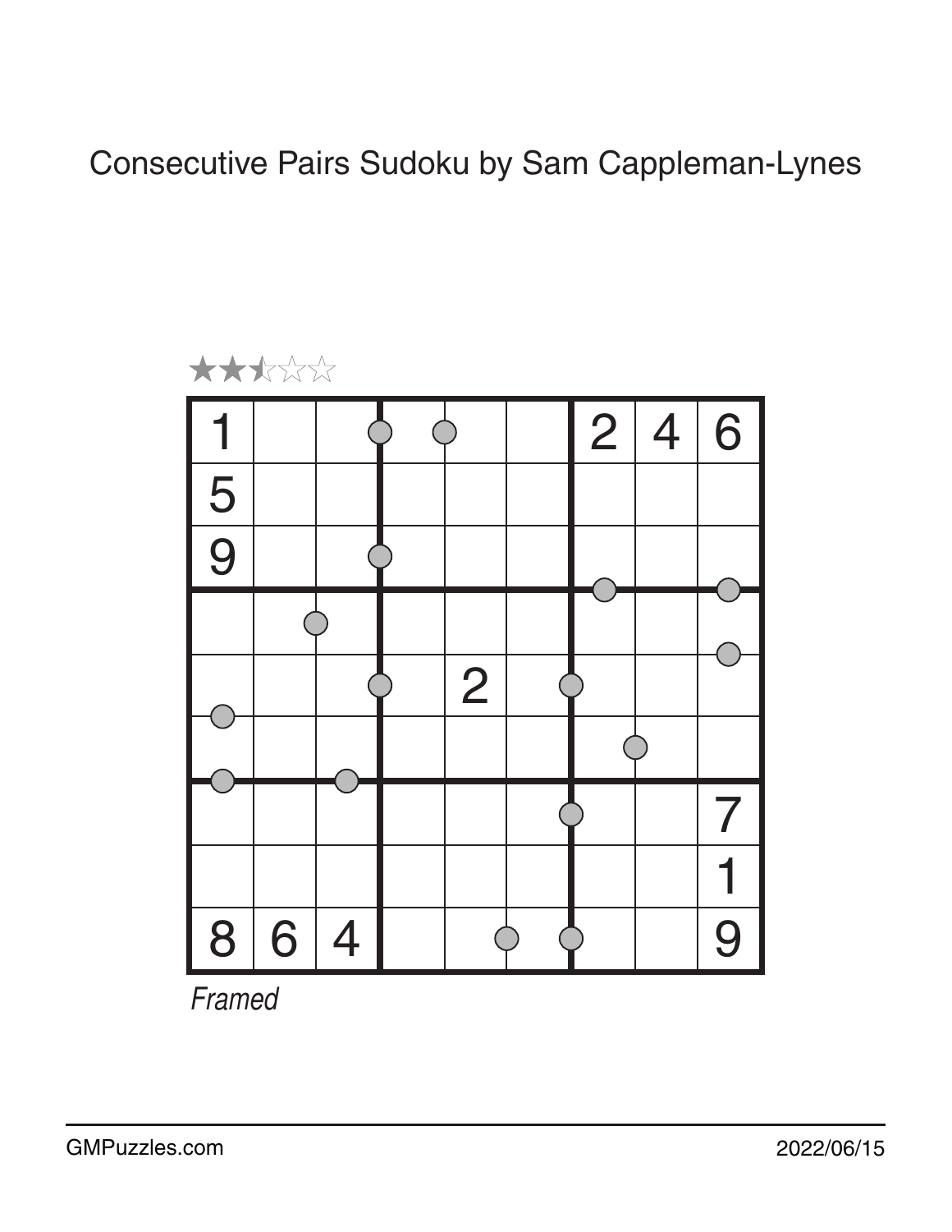# Consecutive Pairs Sudoku by Sam Cappleman-Lynes

★★½☆☆

| | | | | | | | | |
|---|---|---|---|---|---|---|---|---|
| 1 | | | | | | 2 | 4 | 6 |
| 5 | | | | | | | | |
| 9 | | | | | | | | |
| | | | | | | | | |
| | | | | 2 | | | | |
| | | | | | | | | |
| | | | | | | | | 7 |
| | | | | | | | | 1 |
| 8 | 6 | 4 | | | | | | 9 |

*Framed*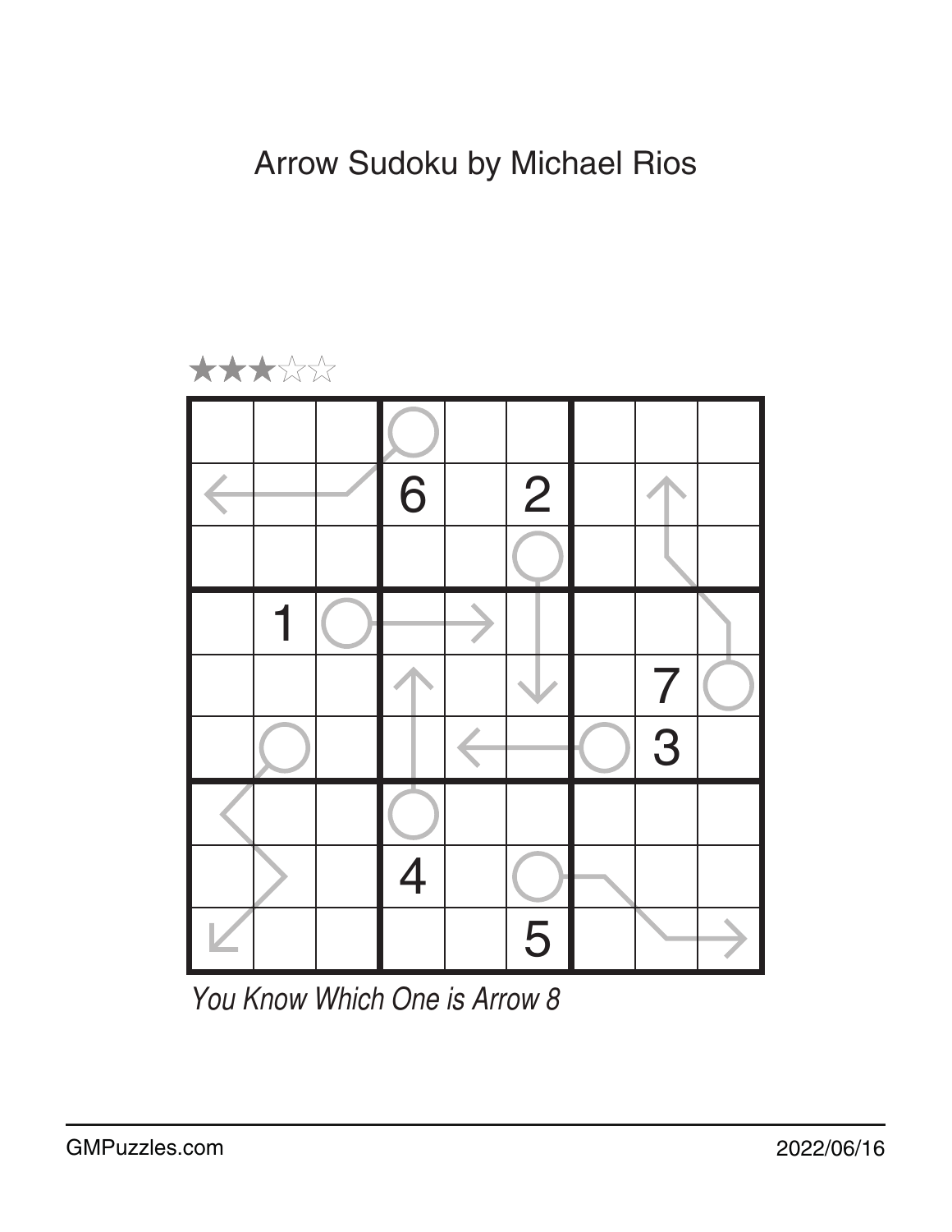# Arrow Sudoku by Michael Rios

★★★☆☆

| | | | | | | | | |
|---|---|---|---|---|---|---|---|---|
| | | | | | | | | |
| | | | 6 | | 2 | | | |
| | | | | | | | | |
| | 1 | | | | | | | |
| | | | | | | | 7 | |
| | | | | | | | 3 | |
| | | | | | | | | |
| | | | 4 | | | | | |
| | | | | | 5 | | | |

*You Know Which One is Arrow 8*

GMPuzzles.com 2022/06/16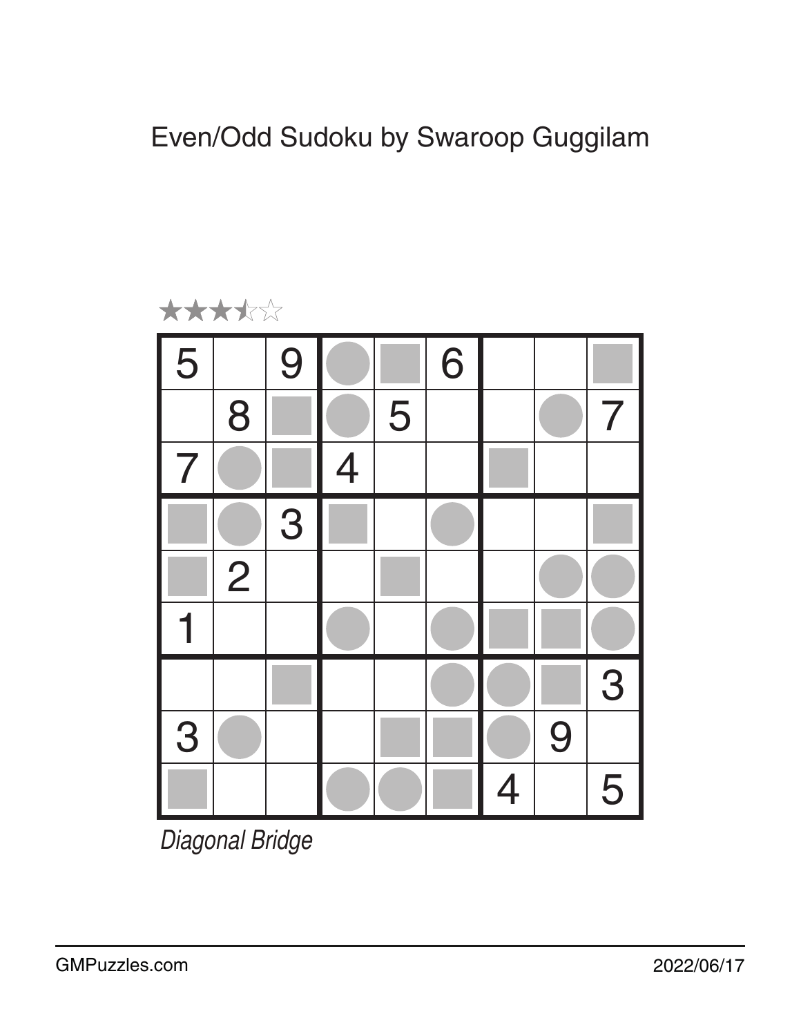# Even/Odd Sudoku by Swaroop Guggilam

★★★☆☆

| | | | | | | | | |
|---|---|---|---|---|---|---|---|---|
| 5 | | 9 | ● | ■ | 6 | | | ■ |
| | 8 | ■ | ● | 5 | | | ● | 7 |
| 7 | ● | ■ | 4 | | | ■ | | |
| ■ | ● | 3 | ■ | | ● | | | ■ |
| ■ | 2 | | | ■ | | | ● | ● |
| 1 | | | ● | | ● | ■ | ■ | ● |
| | | ■ | | | ● | ● | ■ | 3 |
| 3 | ● | | | ■ | ■ | ● | 9 | |
| ■ | | | ● | ● | ■ | 4 | | 5 |

*Diagonal Bridge*

GMPuzzles.com

2022/06/17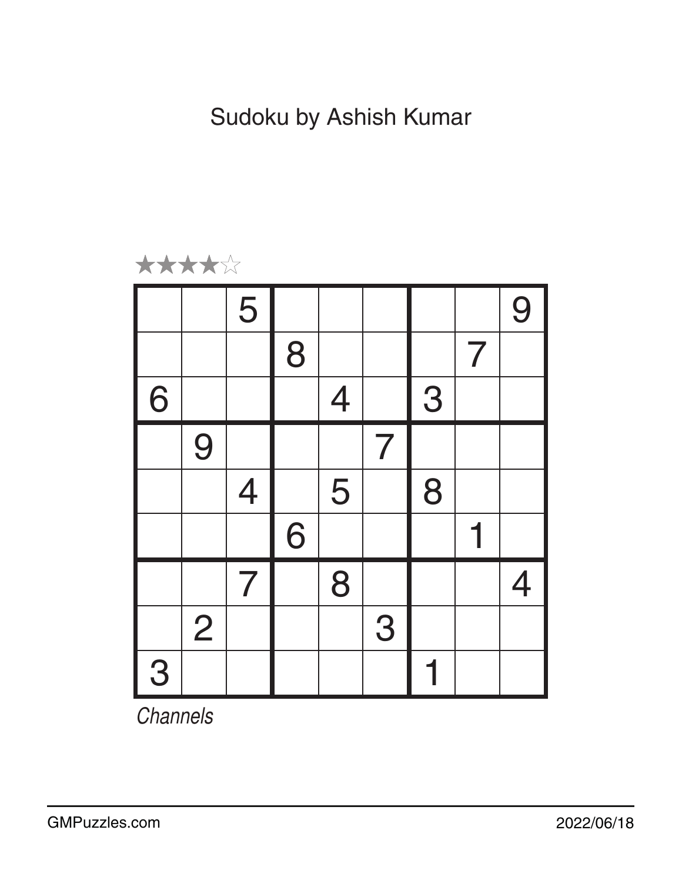# Sudoku by Ashish Kumar

★★★★☆

| | | | | | | | | |
|---|---|---|---|---|---|---|---|---|
| | | 5 | | | | | | 9 |
| | | | 8 | | | | 7 | |
| 6 | | | | 4 | | 3 | | |
| | 9 | | | | 7 | | | |
| | | 4 | | 5 | | 8 | | |
| | | | 6 | | | | 1 | |
| | | 7 | | 8 | | | | 4 |
| | 2 | | | | 3 | | | |
| 3 | | | | | | 1 | | |

*Channels*

GMPuzzles.com 2022/06/18